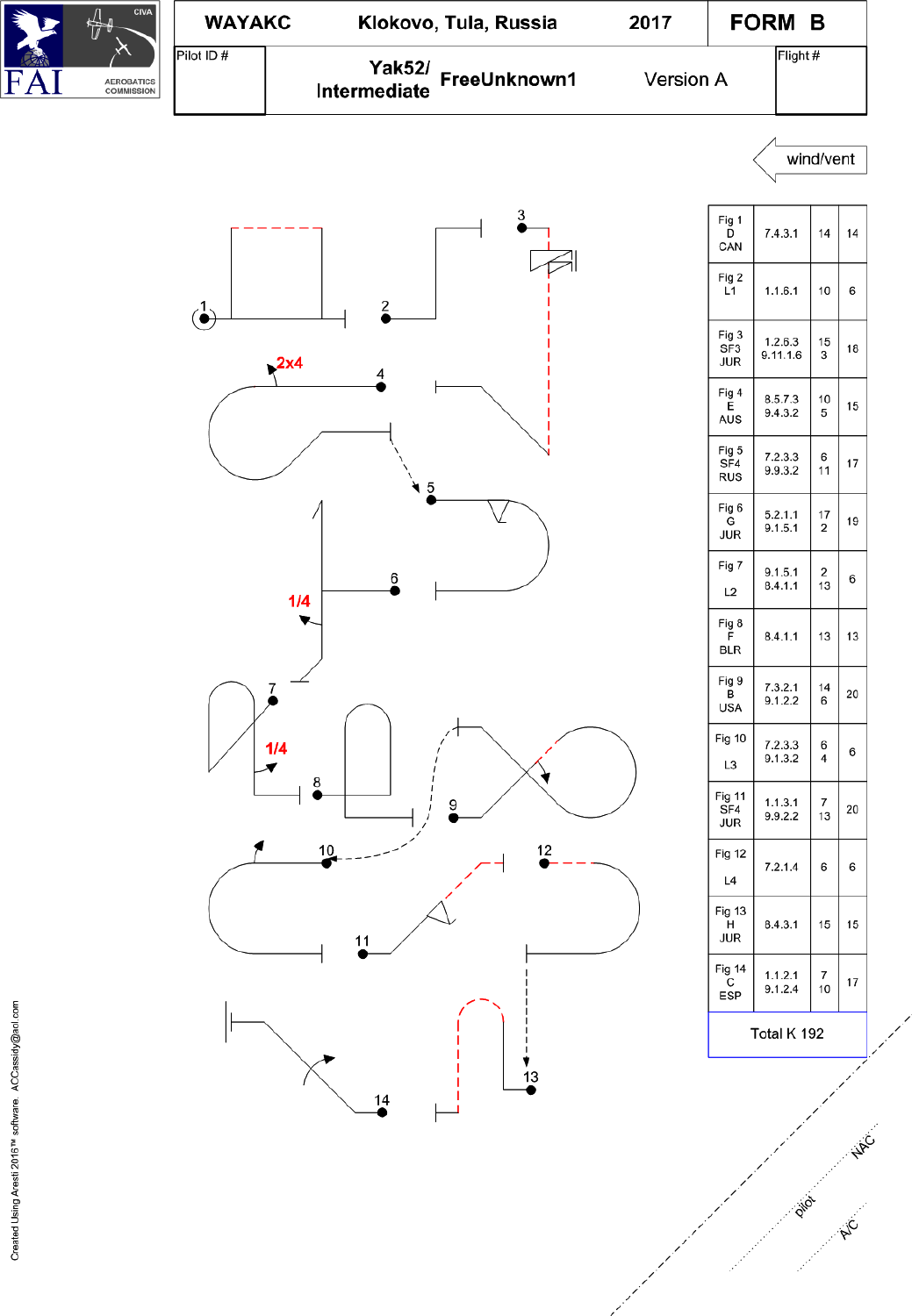# WAYAKC Klokovo, Tula, Russia 2017 FORM B

Pilot ID #

**Yak52/ Intermediate** **FreeUnknown1** Version A

Flight #

wind/vent

2x4

1/4

1/4

| Fig | Catalogue | K | Total |
|---|---|---|---|
| Fig 1 D CAN | 7.4.3.1 | 14 | 14 |
| Fig 2 L1 | 1.1.6.1 | 10 | 6 |
| Fig 3 SF3 JUR | 1.2.6.3 9.11.1.6 | 15 3 | 18 |
| Fig 4 E AUS | 8.5.7.3 9.4.3.2 | 10 5 | 15 |
| Fig 5 SF4 RUS | 7.2.3.3 9.9.3.2 | 6 11 | 17 |
| Fig 6 G JUR | 5.2.1.1 9.1.5.1 | 17 2 | 19 |
| Fig 7 L2 | 9.1.5.1 8.4.1.1 | 2 13 | 6 |
| Fig 8 F BLR | 8.4.1.1 | 13 | 13 |
| Fig 9 B USA | 7.3.2.1 9.1.2.2 | 14 6 | 20 |
| Fig 10 L3 | 7.2.3.3 9.1.3.2 | 6 4 | 6 |
| Fig 11 SF4 JUR | 1.1.3.1 9.9.2.2 | 7 13 | 20 |
| Fig 12 L4 | 7.2.1.4 | 6 | 6 |
| Fig 13 H JUR | 8.4.3.1 | 15 | 15 |
| Fig 14 C ESP | 1.1.2.1 9.1.2.4 | 7 10 | 17 |
| Total K 192 | | | |

NAC

pilot

A/C

Created Using Aresti 2016™ software. ACCassidy@aol.com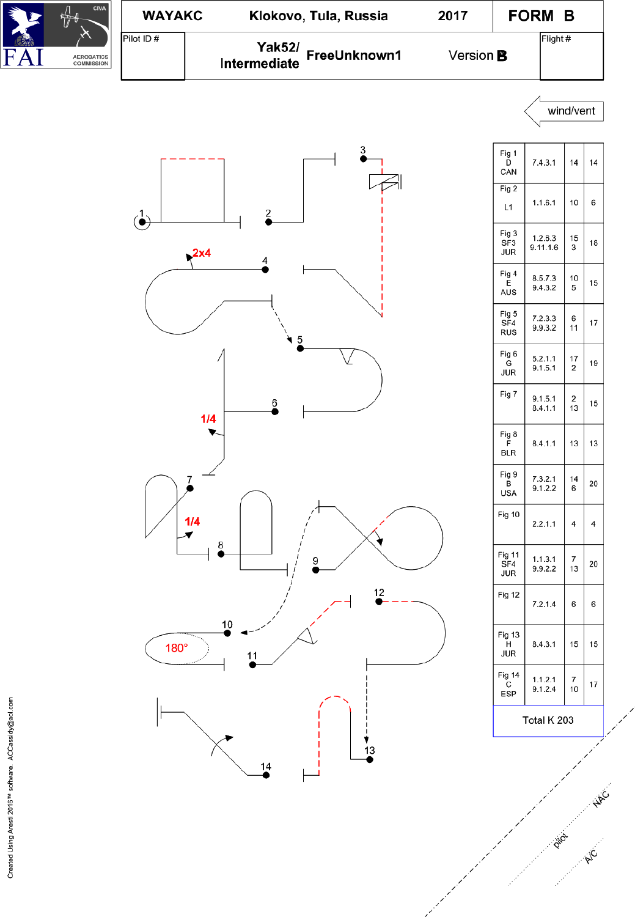| WAYAKC | Klokovo, Tula, Russia | 2017 | FORM B |
|---|---|---|---|
| Pilot ID # | Yak52/ Intermediate FreeUnknown1 | Version B | Flight # |

wind/vent

2x4

1/4

1/4

180°

| Fig | Catalog | K | Total |
|---|---|---|---|
| Fig 1 D CAN | 7.4.3.1 | 14 | 14 |
| Fig 2 L1 | 1.1.6.1 | 10 | 6 |
| Fig 3 SF3 JUR | 1.2.6.3 9.11.1.6 | 15 3 | 18 |
| Fig 4 E AUS | 8.5.7.3 9.4.3.2 | 10 5 | 15 |
| Fig 5 SF4 RUS | 7.2.3.3 9.9.3.2 | 6 11 | 17 |
| Fig 6 G JUR | 5.2.1.1 9.1.5.1 | 17 2 | 19 |
| Fig 7 | 9.1.5.1 8.4.1.1 | 2 13 | 15 |
| Fig 8 F BLR | 8.4.1.1 | 13 | 13 |
| Fig 9 B USA | 7.3.2.1 9.1.2.2 | 14 6 | 20 |
| Fig 10 | 2.2.1.1 | 4 | 4 |
| Fig 11 SF4 JUR | 1.1.3.1 9.9.2.2 | 7 13 | 20 |
| Fig 12 | 7.2.1.4 | 6 | 6 |
| Fig 13 H JUR | 8.4.3.1 | 15 | 15 |
| Fig 14 C ESP | 1.1.2.1 9.1.2.4 | 7 10 | 17 |
| Total K 203 | | | |

NAC

pilot

A/C

Created Using Aresti 2016™ software. ACCassidy@aol.com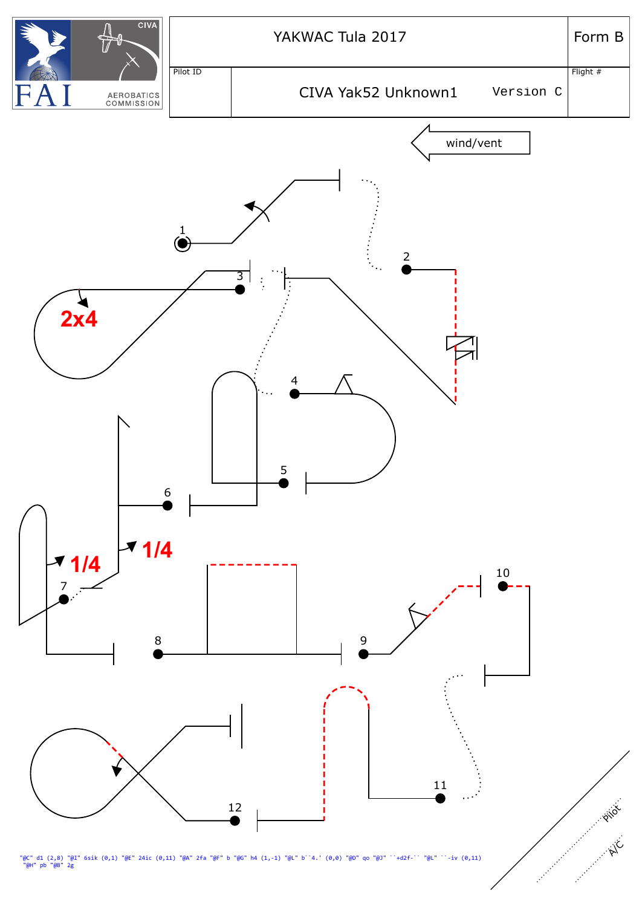FAI CIVA AEROBATICS COMMISSION

| YAKWAC Tula 2017 | Form B |
|---|---|
| Pilot ID | CIVA Yak52 Unknown1 Version C | Flight # |

wind/vent

1

2

3

2x4

4

5

6

1/4

1/4

7

8

9

10

11

12

Pilot

A/C

```
"@C" d1 (2,8) "@I" 6sik (0,1) "@E" 24ic (0,11) "@A" 2fa "@F" b "@G" h4 (1,-1) "@L" b``4.' (0,0) "@D" qo "@J" ``+d2f-`` "@L" ``-iv (0,11)
"@H" pb "@B" 2g
```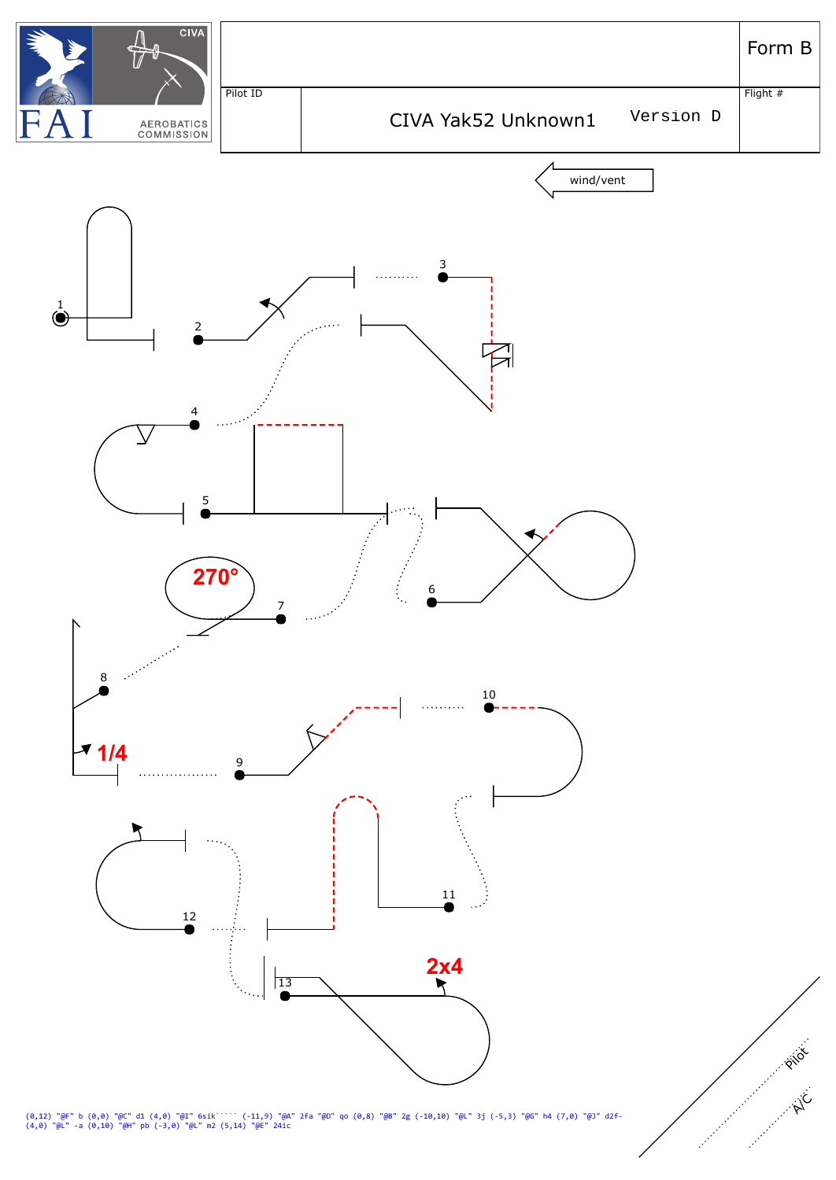FAI CIVA AEROBATICS COMMISSION

| | Form B |
|---|---|
| Pilot ID | Flight # |

CIVA Yak52 Unknown1 Version D

wind/vent

1 2 3 4 5 6 7 8 9 10 11 12 13

270°

1/4

2x4

Pilot

A/C

(0,12) "@F" b (0,0) "@C" d1 (4,0) "@I" 6sik````` (-11,9) "@A" 2fa "@D" qo (0,8) "@B" 2g (-10,10) "@L" 3j (-5,3) "@G" h4 (7,0) "@J" d2f- (4,0) "@L" -a (0,10) "@H" pb (-3,0) "@L" m2 (5,14) "@E" 24ic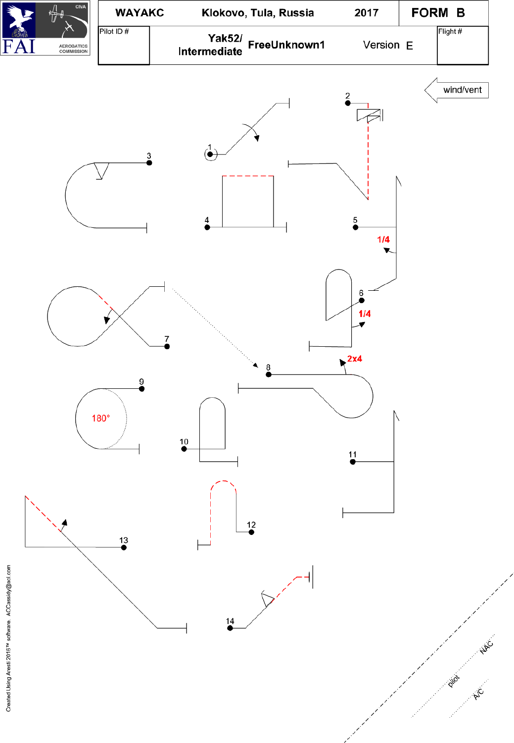| WAYAKC | Klokovo, Tula, Russia | 2017 | FORM B |
|---|---|---|---|
| Pilot ID # | Yak52/ Intermediate FreeUnknown1 | Version E | Flight # |

wind/vent

1 2 3 4 5 6 7 8 9 10 11 12 13 14

1/4

1/4

2x4

180°

pilot

NAC

A/C

Created Using Aresti 2016™ software. ACCassidy@aol.com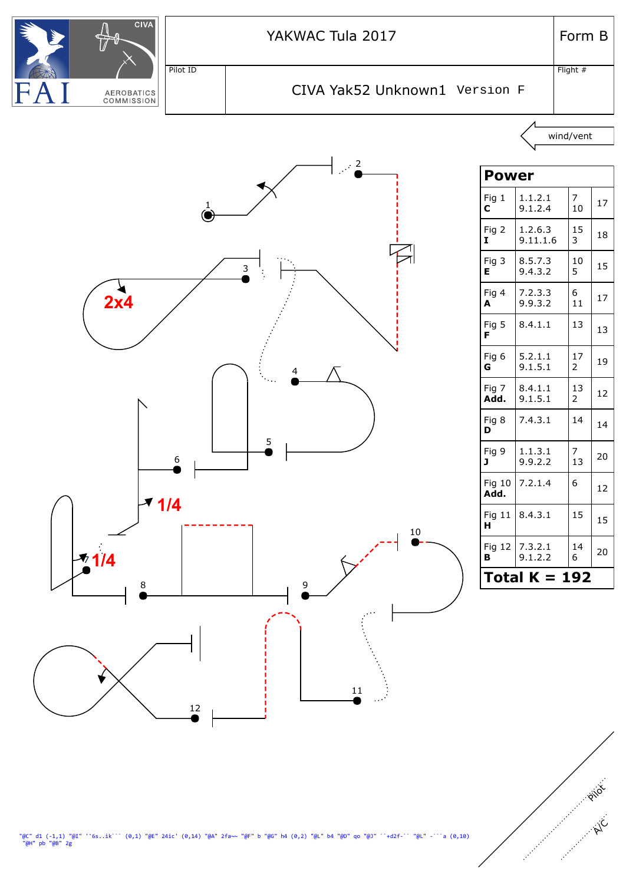FAI AEROBATICS COMMISSION CIVA

| YAKWAC Tula 2017 | Form B |
|---|---|
| Pilot ID | CIVA Yak52 Unknown1 Version F | Flight # |

wind/vent

2x4

1/4

1/4

| Power | | | |
|---|---|---|---|
| Fig 1 **C** | 1.1.2.1 9.1.2.4 | 7 10 | 17 |
| Fig 2 **I** | 1.2.6.3 9.11.1.6 | 15 3 | 18 |
| Fig 3 **E** | 8.5.7.3 9.4.3.2 | 10 5 | 15 |
| Fig 4 **A** | 7.2.3.3 9.9.3.2 | 6 11 | 17 |
| Fig 5 **F** | 8.4.1.1 | 13 | 13 |
| Fig 6 **G** | 5.2.1.1 9.1.5.1 | 17 2 | 19 |
| Fig 7 **Add.** | 8.4.1.1 9.1.5.1 | 13 2 | 12 |
| Fig 8 **D** | 7.4.3.1 | 14 | 14 |
| Fig 9 **J** | 1.1.3.1 9.9.2.2 | 7 13 | 20 |
| Fig 10 **Add.** | 7.2.1.4 | 6 | 12 |
| Fig 11 **H** | 8.4.3.1 | 15 | 15 |
| Fig 12 **B** | 7.3.2.1 9.1.2.2 | 14 6 | 20 |
| **Total K = 192** | | | |

```
"@C" d1 (-1,1) "@I" ''6s..ik``` (0,1) "@E" 24ic' (0,14) "@A" 2fa~~ "@F" b "@G" h4 (0,2) "@L" b4 "@D" qo "@J" ``+d2f-`` "@L" -```a (0,10)
"@H" pb "@B" 2g
```

Pilot

A/C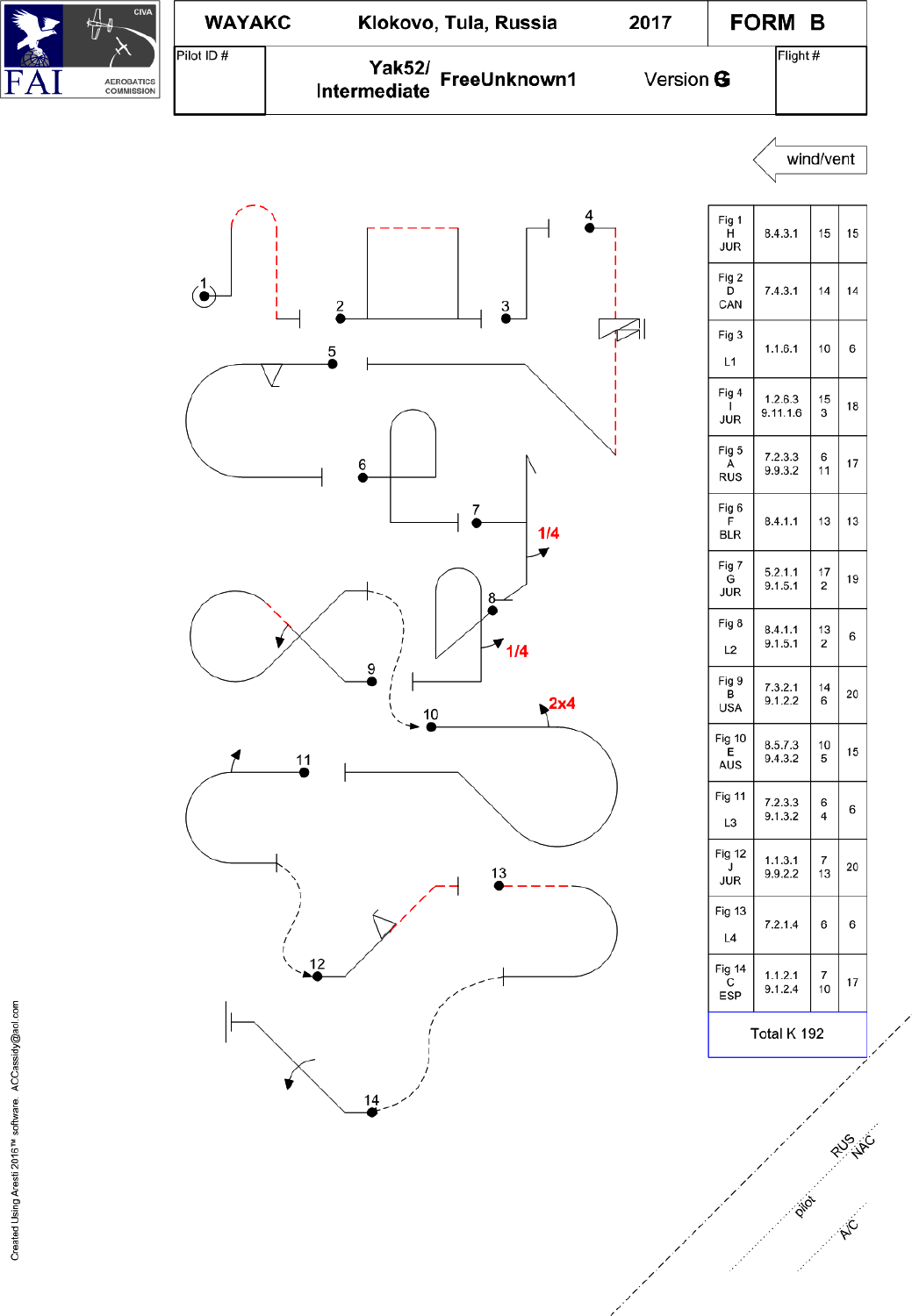| WAYAKC | Klokovo, Tula, Russia | 2017 | FORM B |
|---|---|---|---|
| Pilot ID # | Yak52/ Intermediate FreeUnknown1 | Version G | Flight # |

wind/vent

| Fig | Catalogue | K | Total |
|---|---|---|---|
| Fig 1 H JUR | 8.4.3.1 | 15 | 15 |
| Fig 2 D CAN | 7.4.3.1 | 14 | 14 |
| Fig 3 L1 | 1.1.6.1 | 10 | 6 |
| Fig 4 I JUR | 1.2.6.3 9.11.1.6 | 15 3 | 18 |
| Fig 5 A RUS | 7.2.3.3 9.9.3.2 | 6 11 | 17 |
| Fig 6 F BLR | 8.4.1.1 | 13 | 13 |
| Fig 7 G JUR | 5.2.1.1 9.1.5.1 | 17 2 | 19 |
| Fig 8 L2 | 8.4.1.1 9.1.5.1 | 13 2 | 6 |
| Fig 9 B USA | 7.3.2.1 9.1.2.2 | 14 6 | 20 |
| Fig 10 E AUS | 8.5.7.3 9.4.3.2 | 10 5 | 15 |
| Fig 11 L3 | 7.2.3.3 9.1.3.2 | 6 4 | 6 |
| Fig 12 J JUR | 1.1.3.1 9.9.2.2 | 7 13 | 20 |
| Fig 13 L4 | 7.2.1.4 | 6 | 6 |
| Fig 14 C ESP | 1.1.2.1 9.1.2.4 | 7 10 | 17 |
| Total K 192 | | | |

1/4

1/4

2x4

RUS NAC

pilot

A/C

Created Using Aresti 2016™ software. ACCassidy@aol.com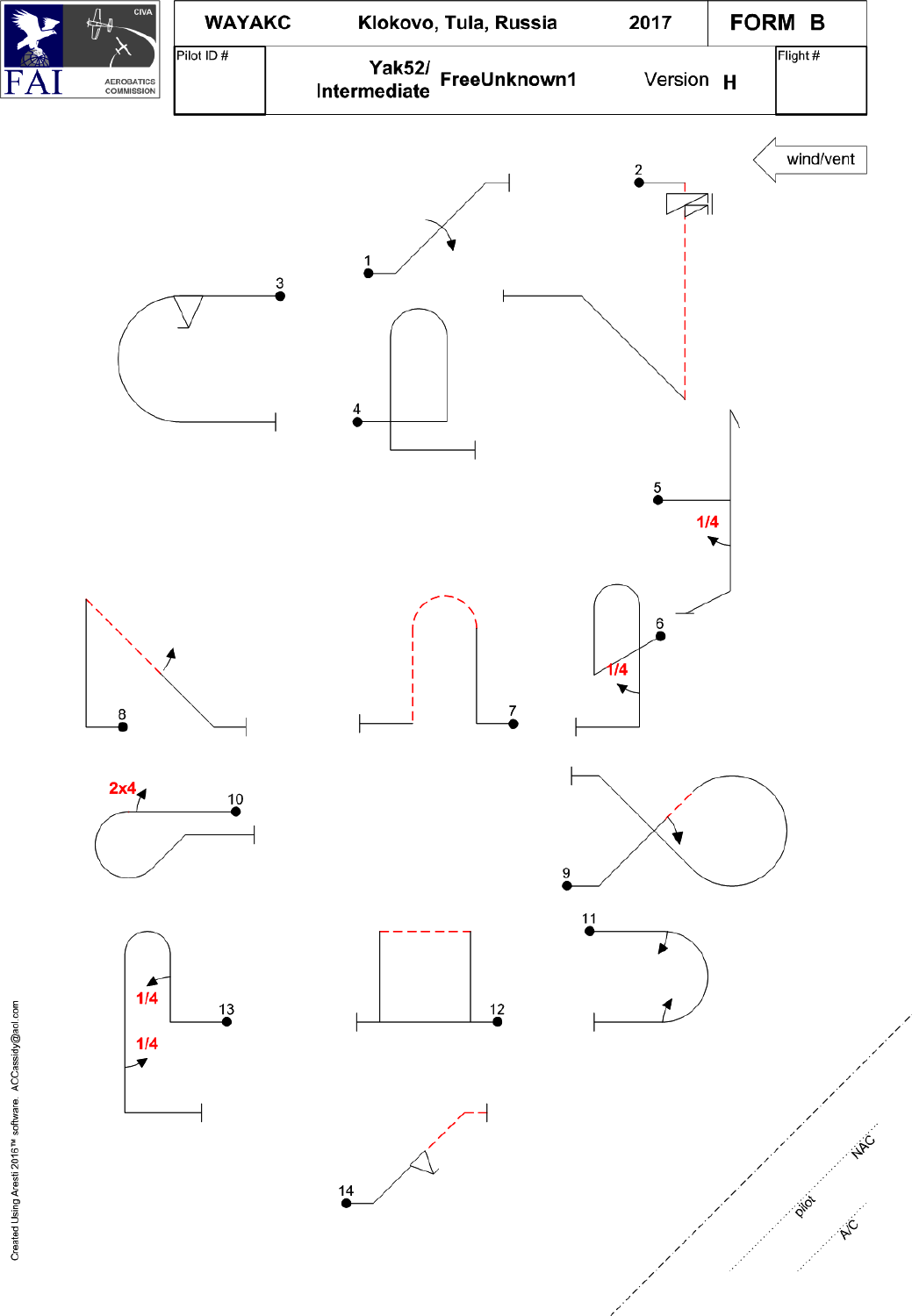| WAYAKC | Klokovo, Tula, Russia | 2017 | FORM B |
|---|---|---|---|
| Pilot ID # | Yak52/ Intermediate | FreeUnknown1 | Version H | Flight # |

wind/vent

1
2
3
4
5
1/4
6
1/4
7
8
9
10
2x4
11
12
13
1/4
1/4
14

NAC
pilot
A/C

Created Using Aresti 2016™ software. ACCassidy@aol.com